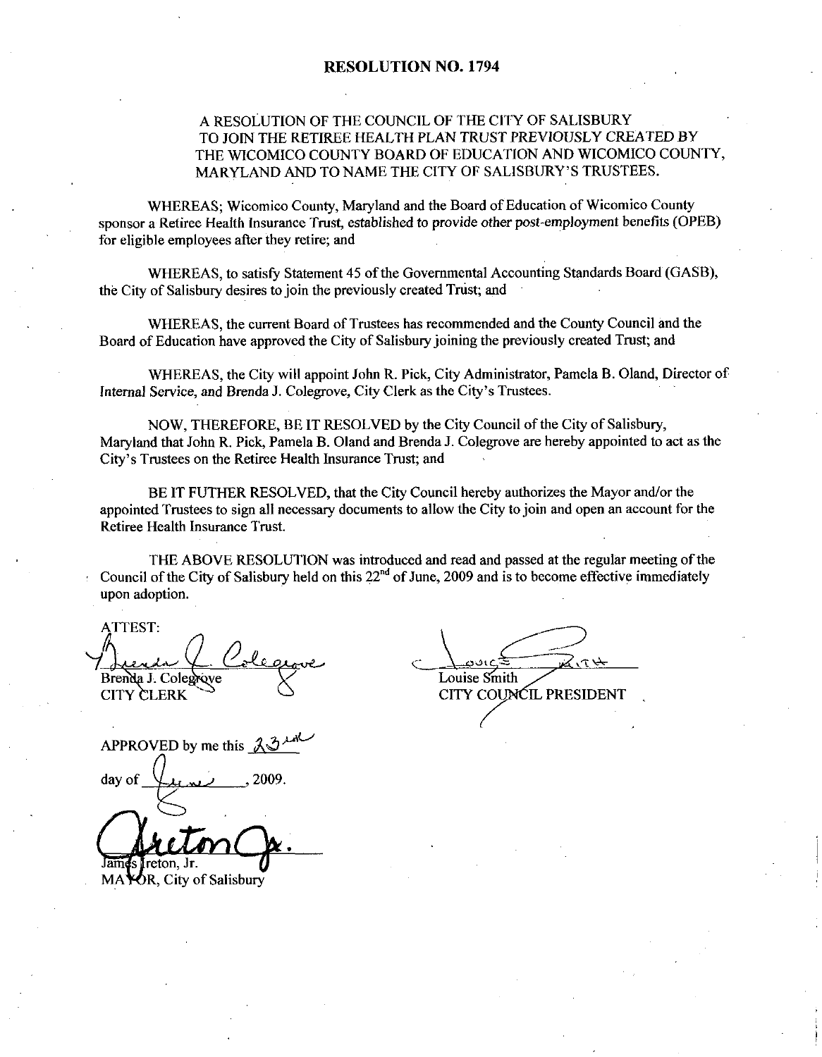# RESOLUTION NO. 1794

A RESOLUTION OF THE COUNCIL OF THE CITY OF SALISBURY TO JOIN THE RETIREE HEALTH PLAN TRUST PREVIOUSLY CREATED BY THE WICOMICO COUNTY BOARD OF EDUCATION AND WICOMICO COUNTY, MARYLAND AND TO NAME THE CITY OF SALISBURY'S TRUSTEES.

WHEREAS; Wicomico County, Maryland and the Board of Education of Wicomico County sponsor a Retiree Health Insurance Trust, established to provide other post-employment benefits (OPEB) for eligible employees after they retire; and

WHEREAS, to satisfy Statement 45 of the Governmental Accounting Standards Board (GASB), the City of Salisbury desires to join the previously created Trust; and

WHEREAS, the current Board of Trustees has recommended and the County Council and the Board of Education have approved the City of Salisbury joining the previously created Trust; and

WHEREAS, the City will appoint John R. Pick, City Administrator, Pamela B. Oland, Director of Internal Service, and Brenda J. Colegrove, City Clerk as the City's Trustees.

NOW, THEREFORE, BE IT RESOLVED by the City Council of the City of Salisbury, Maryland that John R. Pick, Pamela B. Oland and Brenda J. Colegrove are hereby appointed to act as the City's Trustees on the Retiree Health Insurance Trust; and

BE IT FUTHER RESOLVED, that the City Council hereby authorizes the Mayor and/or the appointed Trustees to sign all necessary documents to allow the City to join and open an account for the Retiree Health Insurance Trust.

THE ABOVE RESOLUTION was introduced and read and passed at the regular meeting of the Council of the City of Salisbury held on this 22nd of June, 2009 and is to become effective immediately upon adoption.

ATTEST:

Brenda J. Colegrove
CITY CLERK

Louise Smith
CITY COUNCIL PRESIDENT

APPROVED by me this 23rd day of June, 2009.

James Ireton, Jr.
MAYOR, City of Salisbury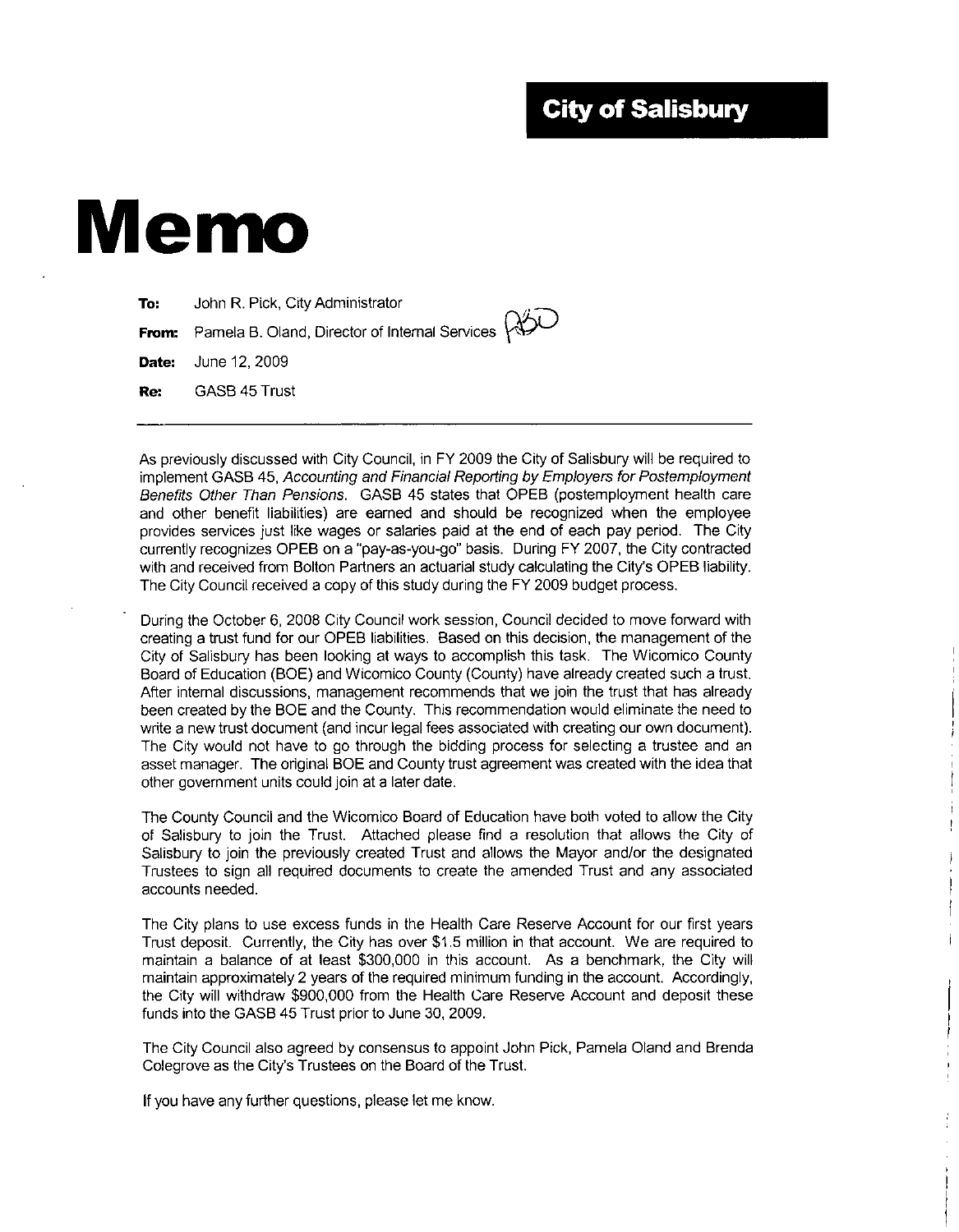**City of Salisbury**

# Memo

**To:** John R. Pick, City Administrator

**From:** Pamela B. Oland, Director of Internal Services

**Date:** June 12, 2009

**Re:** GASB 45 Trust

---

As previously discussed with City Council, in FY 2009 the City of Salisbury will be required to implement GASB 45, *Accounting and Financial Reporting by Employers for Postemployment Benefits Other Than Pensions.* GASB 45 states that OPEB (postemployment health care and other benefit liabilities) are earned and should be recognized when the employee provides services just like wages or salaries paid at the end of each pay period. The City currently recognizes OPEB on a "pay-as-you-go" basis. During FY 2007, the City contracted with and received from Bolton Partners an actuarial study calculating the City's OPEB liability. The City Council received a copy of this study during the FY 2009 budget process.

During the October 6, 2008 City Council work session, Council decided to move forward with creating a trust fund for our OPEB liabilities. Based on this decision, the management of the City of Salisbury has been looking at ways to accomplish this task. The Wicomico County Board of Education (BOE) and Wicomico County (County) have already created such a trust. After internal discussions, management recommends that we join the trust that has already been created by the BOE and the County. This recommendation would eliminate the need to write a new trust document (and incur legal fees associated with creating our own document). The City would not have to go through the bidding process for selecting a trustee and an asset manager. The original BOE and County trust agreement was created with the idea that other government units could join at a later date.

The County Council and the Wicomico Board of Education have both voted to allow the City of Salisbury to join the Trust. Attached please find a resolution that allows the City of Salisbury to join the previously created Trust and allows the Mayor and/or the designated Trustees to sign all required documents to create the amended Trust and any associated accounts needed.

The City plans to use excess funds in the Health Care Reserve Account for our first years Trust deposit. Currently, the City has over $1.5 million in that account. We are required to maintain a balance of at least $300,000 in this account. As a benchmark, the City will maintain approximately 2 years of the required minimum funding in the account. Accordingly, the City will withdraw $900,000 from the Health Care Reserve Account and deposit these funds into the GASB 45 Trust prior to June 30, 2009.

The City Council also agreed by consensus to appoint John Pick, Pamela Oland and Brenda Colegrove as the City's Trustees on the Board of the Trust.

If you have any further questions, please let me know.